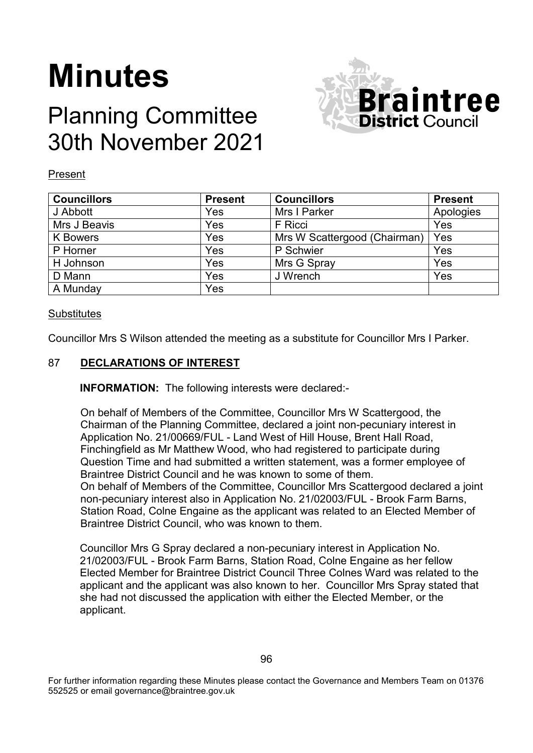# Minutes

## Planning Committee
## 30th November 2021

Present

| Councillors | Present | Councillors | Present |
|---|---|---|---|
| J Abbott | Yes | Mrs I Parker | Apologies |
| Mrs J Beavis | Yes | F Ricci | Yes |
| K Bowers | Yes | Mrs W Scattergood (Chairman) | Yes |
| P Horner | Yes | P Schwier | Yes |
| H Johnson | Yes | Mrs G Spray | Yes |
| D Mann | Yes | J Wrench | Yes |
| A Munday | Yes | | |

Substitutes

Councillor Mrs S Wilson attended the meeting as a substitute for Councillor Mrs I Parker.

### 87 DECLARATIONS OF INTEREST

**INFORMATION:** The following interests were declared:-

On behalf of Members of the Committee, Councillor Mrs W Scattergood, the Chairman of the Planning Committee, declared a joint non-pecuniary interest in Application No. 21/00669/FUL - Land West of Hill House, Brent Hall Road, Finchingfield as Mr Matthew Wood, who had registered to participate during Question Time and had submitted a written statement, was a former employee of Braintree District Council and he was known to some of them.
On behalf of Members of the Committee, Councillor Mrs Scattergood declared a joint non-pecuniary interest also in Application No. 21/02003/FUL - Brook Farm Barns, Station Road, Colne Engaine as the applicant was related to an Elected Member of Braintree District Council, who was known to them.

Councillor Mrs G Spray declared a non-pecuniary interest in Application No. 21/02003/FUL - Brook Farm Barns, Station Road, Colne Engaine as her fellow Elected Member for Braintree District Council Three Colnes Ward was related to the applicant and the applicant was also known to her. Councillor Mrs Spray stated that she had not discussed the application with either the Elected Member, or the applicant.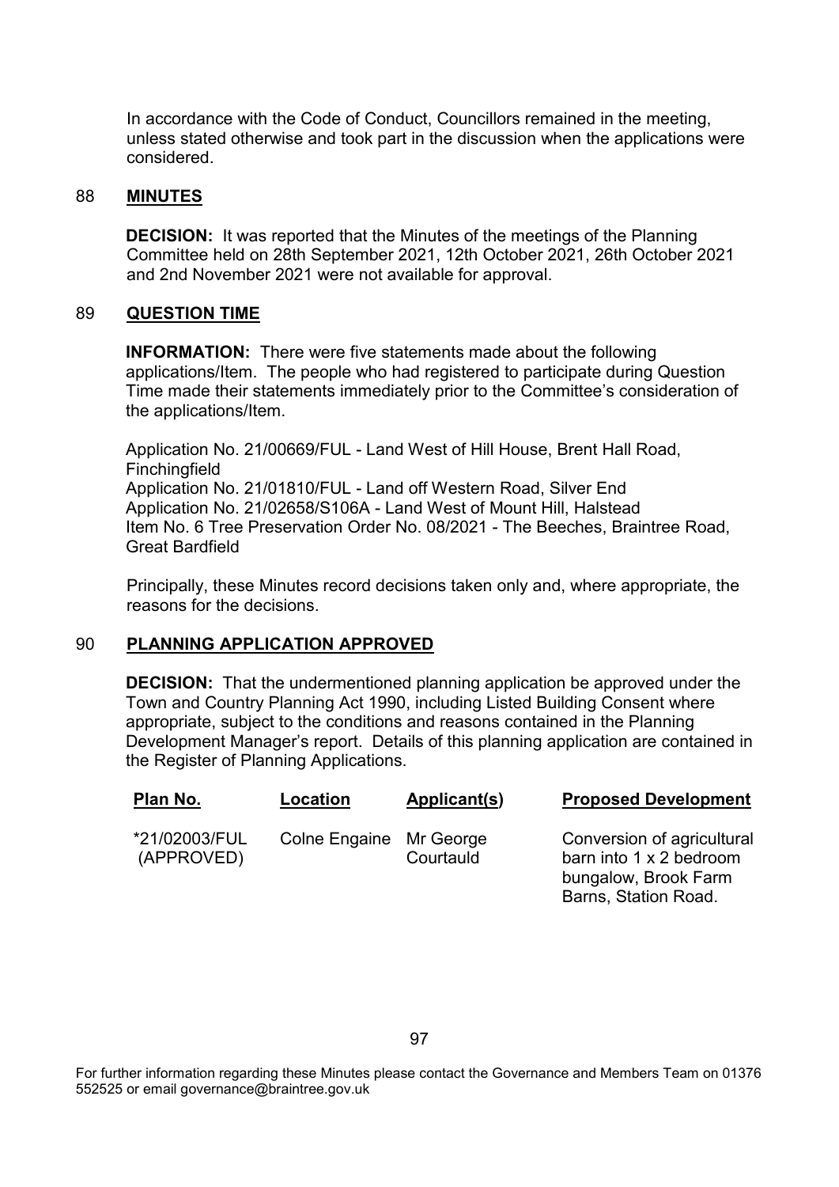In accordance with the Code of Conduct, Councillors remained in the meeting, unless stated otherwise and took part in the discussion when the applications were considered.

## 88 **MINUTES**

**DECISION:** It was reported that the Minutes of the meetings of the Planning Committee held on 28th September 2021, 12th October 2021, 26th October 2021 and 2nd November 2021 were not available for approval.

## 89 **QUESTION TIME**

**INFORMATION:** There were five statements made about the following applications/Item. The people who had registered to participate during Question Time made their statements immediately prior to the Committee's consideration of the applications/Item.

Application No. 21/00669/FUL - Land West of Hill House, Brent Hall Road, Finchingfield
Application No. 21/01810/FUL - Land off Western Road, Silver End
Application No. 21/02658/S106A - Land West of Mount Hill, Halstead
Item No. 6 Tree Preservation Order No. 08/2021 - The Beeches, Braintree Road, Great Bardfield

Principally, these Minutes record decisions taken only and, where appropriate, the reasons for the decisions.

## 90 **PLANNING APPLICATION APPROVED**

**DECISION:** That the undermentioned planning application be approved under the Town and Country Planning Act 1990, including Listed Building Consent where appropriate, subject to the conditions and reasons contained in the Planning Development Manager's report. Details of this planning application are contained in the Register of Planning Applications.

| Plan No. | Location | Applicant(s) | Proposed Development |
|---|---|---|---|
| *21/02003/FUL (APPROVED) | Colne Engaine | Mr George Courtauld | Conversion of agricultural barn into 1 x 2 bedroom bungalow, Brook Farm Barns, Station Road. |

For further information regarding these Minutes please contact the Governance and Members Team on 01376 552525 or email governance@braintree.gov.uk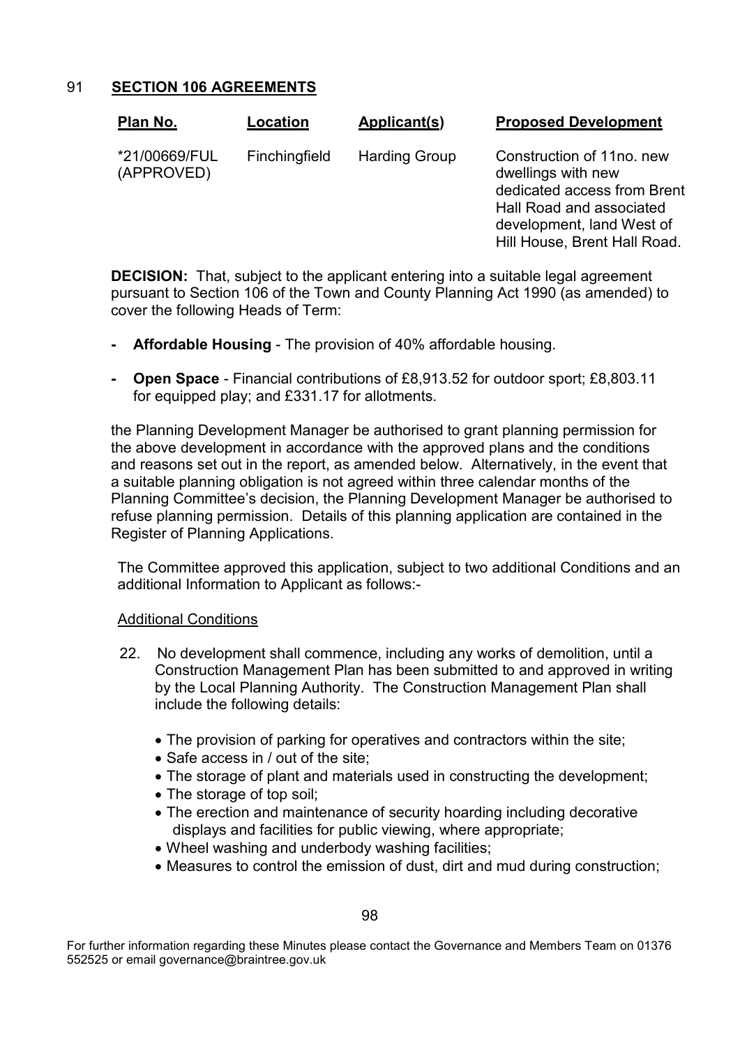## 91 SECTION 106 AGREEMENTS

| Plan No. | Location | Applicant(s) | Proposed Development |
|---|---|---|---|
| *21/00669/FUL (APPROVED) | Finchingfield | Harding Group | Construction of 11no. new dwellings with new dedicated access from Brent Hall Road and associated development, land West of Hill House, Brent Hall Road. |

**DECISION:** That, subject to the applicant entering into a suitable legal agreement pursuant to Section 106 of the Town and County Planning Act 1990 (as amended) to cover the following Heads of Term:

- **Affordable Housing** - The provision of 40% affordable housing.
- **Open Space** - Financial contributions of £8,913.52 for outdoor sport; £8,803.11 for equipped play; and £331.17 for allotments.

the Planning Development Manager be authorised to grant planning permission for the above development in accordance with the approved plans and the conditions and reasons set out in the report, as amended below. Alternatively, in the event that a suitable planning obligation is not agreed within three calendar months of the Planning Committee's decision, the Planning Development Manager be authorised to refuse planning permission. Details of this planning application are contained in the Register of Planning Applications.

The Committee approved this application, subject to two additional Conditions and an additional Information to Applicant as follows:-

Additional Conditions

22. No development shall commence, including any works of demolition, until a Construction Management Plan has been submitted to and approved in writing by the Local Planning Authority. The Construction Management Plan shall include the following details:

    - The provision of parking for operatives and contractors within the site;
    - Safe access in / out of the site;
    - The storage of plant and materials used in constructing the development;
    - The storage of top soil;
    - The erection and maintenance of security hoarding including decorative displays and facilities for public viewing, where appropriate;
    - Wheel washing and underbody washing facilities;
    - Measures to control the emission of dust, dirt and mud during construction;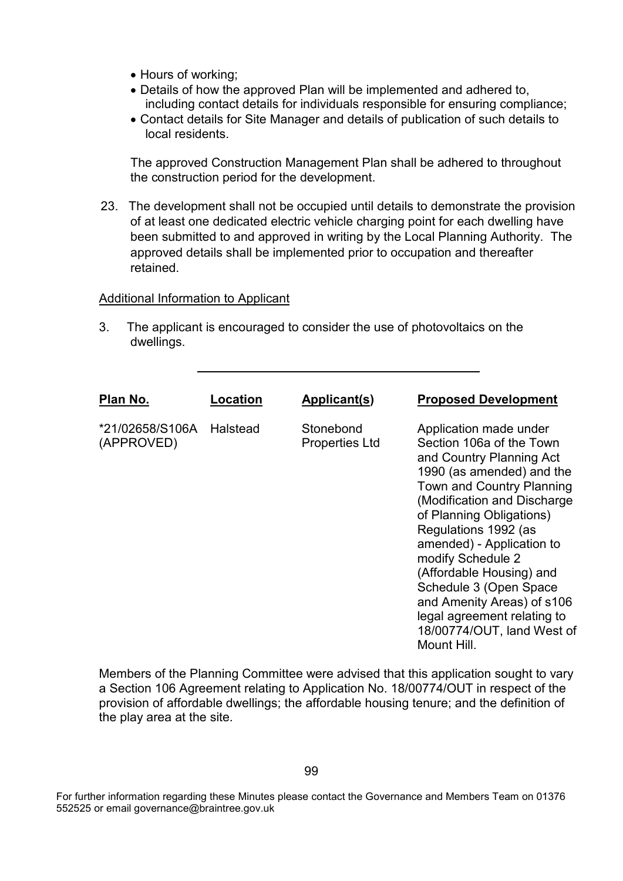- Hours of working;
- Details of how the approved Plan will be implemented and adhered to, including contact details for individuals responsible for ensuring compliance;
- Contact details for Site Manager and details of publication of such details to local residents.

The approved Construction Management Plan shall be adhered to throughout the construction period for the development.

23. The development shall not be occupied until details to demonstrate the provision of at least one dedicated electric vehicle charging point for each dwelling have been submitted to and approved in writing by the Local Planning Authority. The approved details shall be implemented prior to occupation and thereafter retained.

Additional Information to Applicant

3. The applicant is encouraged to consider the use of photovoltaics on the dwellings.

---

| Plan No. | Location | Applicant(s) | Proposed Development |
|---|---|---|---|
| *21/02658/S106A (APPROVED) | Halstead | Stonebond Properties Ltd | Application made under Section 106a of the Town and Country Planning Act 1990 (as amended) and the Town and Country Planning (Modification and Discharge of Planning Obligations) Regulations 1992 (as amended) - Application to modify Schedule 2 (Affordable Housing) and Schedule 3 (Open Space and Amenity Areas) of s106 legal agreement relating to 18/00774/OUT, land West of Mount Hill. |

Members of the Planning Committee were advised that this application sought to vary a Section 106 Agreement relating to Application No. 18/00774/OUT in respect of the provision of affordable dwellings; the affordable housing tenure; and the definition of the play area at the site.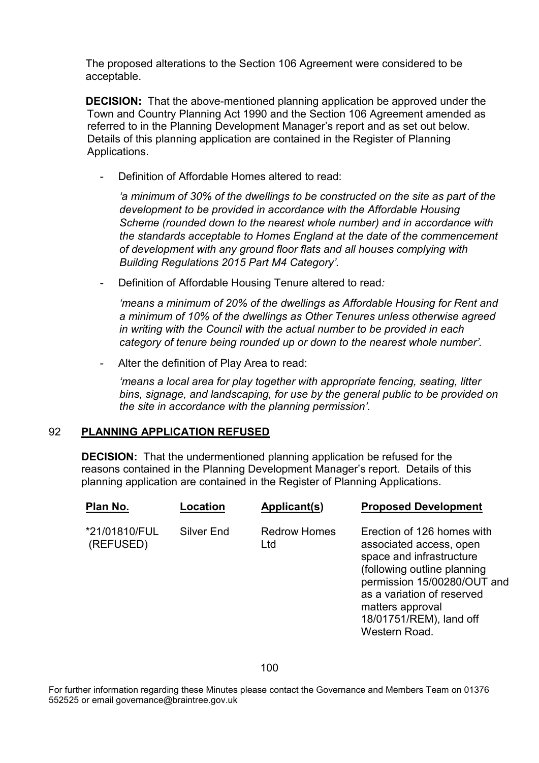The proposed alterations to the Section 106 Agreement were considered to be acceptable.

**DECISION:** That the above-mentioned planning application be approved under the Town and Country Planning Act 1990 and the Section 106 Agreement amended as referred to in the Planning Development Manager's report and as set out below. Details of this planning application are contained in the Register of Planning Applications.

- Definition of Affordable Homes altered to read:

  *'a minimum of 30% of the dwellings to be constructed on the site as part of the development to be provided in accordance with the Affordable Housing Scheme (rounded down to the nearest whole number) and in accordance with the standards acceptable to Homes England at the date of the commencement of development with any ground floor flats and all houses complying with Building Regulations 2015 Part M4 Category'.*

- Definition of Affordable Housing Tenure altered to read*:*

  *'means a minimum of 20% of the dwellings as Affordable Housing for Rent and a minimum of 10% of the dwellings as Other Tenures unless otherwise agreed in writing with the Council with the actual number to be provided in each category of tenure being rounded up or down to the nearest whole number'.*

- Alter the definition of Play Area to read:

  *'means a local area for play together with appropriate fencing, seating, litter bins, signage, and landscaping, for use by the general public to be provided on the site in accordance with the planning permission'.*

## 92 PLANNING APPLICATION REFUSED

**DECISION:** That the undermentioned planning application be refused for the reasons contained in the Planning Development Manager's report. Details of this planning application are contained in the Register of Planning Applications.

| Plan No. | Location | Applicant(s) | Proposed Development |
|---|---|---|---|
| *21/01810/FUL (REFUSED) | Silver End | Redrow Homes Ltd | Erection of 126 homes with associated access, open space and infrastructure (following outline planning permission 15/00280/OUT and as a variation of reserved matters approval 18/01751/REM), land off Western Road. |

For further information regarding these Minutes please contact the Governance and Members Team on 01376 552525 or email governance@braintree.gov.uk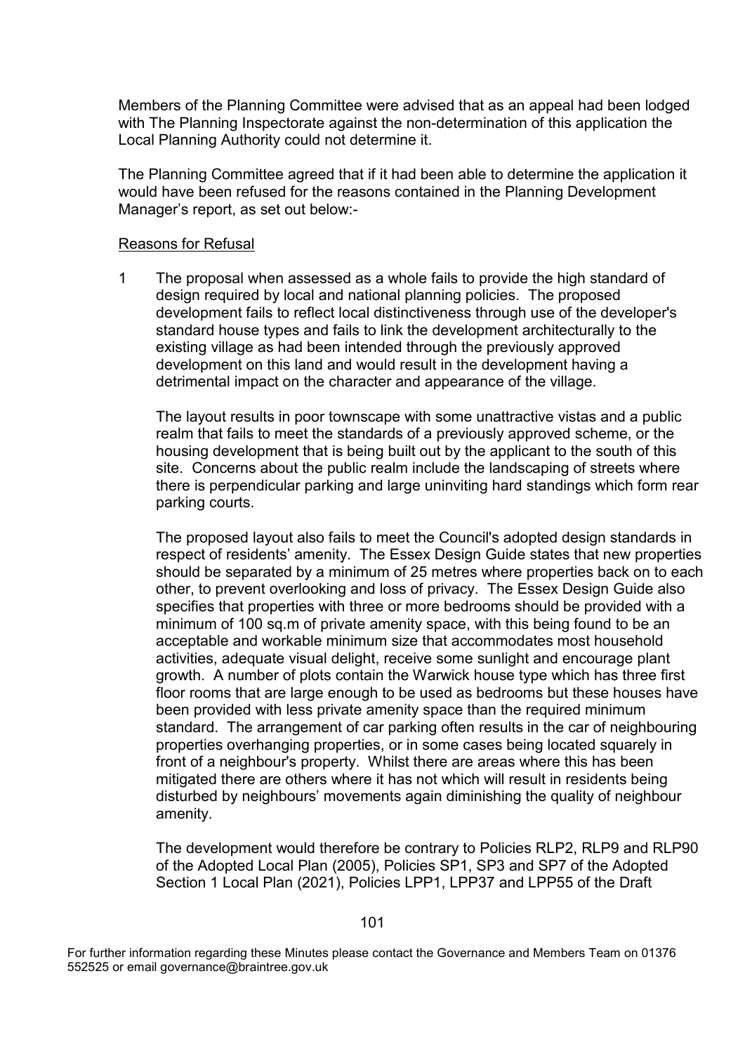Members of the Planning Committee were advised that as an appeal had been lodged with The Planning Inspectorate against the non-determination of this application the Local Planning Authority could not determine it.

The Planning Committee agreed that if it had been able to determine the application it would have been refused for the reasons contained in the Planning Development Manager's report, as set out below:-

Reasons for Refusal

1 The proposal when assessed as a whole fails to provide the high standard of design required by local and national planning policies. The proposed development fails to reflect local distinctiveness through use of the developer's standard house types and fails to link the development architecturally to the existing village as had been intended through the previously approved development on this land and would result in the development having a detrimental impact on the character and appearance of the village.

The layout results in poor townscape with some unattractive vistas and a public realm that fails to meet the standards of a previously approved scheme, or the housing development that is being built out by the applicant to the south of this site. Concerns about the public realm include the landscaping of streets where there is perpendicular parking and large uninviting hard standings which form rear parking courts.

The proposed layout also fails to meet the Council's adopted design standards in respect of residents' amenity. The Essex Design Guide states that new properties should be separated by a minimum of 25 metres where properties back on to each other, to prevent overlooking and loss of privacy. The Essex Design Guide also specifies that properties with three or more bedrooms should be provided with a minimum of 100 sq.m of private amenity space, with this being found to be an acceptable and workable minimum size that accommodates most household activities, adequate visual delight, receive some sunlight and encourage plant growth. A number of plots contain the Warwick house type which has three first floor rooms that are large enough to be used as bedrooms but these houses have been provided with less private amenity space than the required minimum standard. The arrangement of car parking often results in the car of neighbouring properties overhanging properties, or in some cases being located squarely in front of a neighbour's property. Whilst there are areas where this has been mitigated there are others where it has not which will result in residents being disturbed by neighbours' movements again diminishing the quality of neighbour amenity.

The development would therefore be contrary to Policies RLP2, RLP9 and RLP90 of the Adopted Local Plan (2005), Policies SP1, SP3 and SP7 of the Adopted Section 1 Local Plan (2021), Policies LPP1, LPP37 and LPP55 of the Draft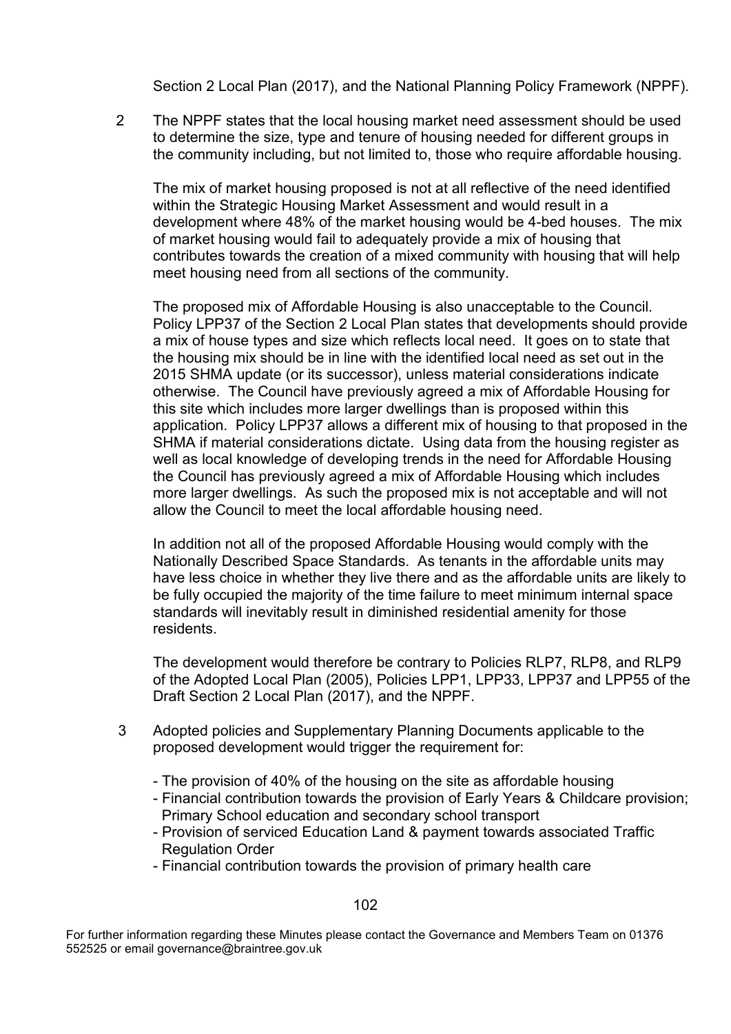Section 2 Local Plan (2017), and the National Planning Policy Framework (NPPF).

2 The NPPF states that the local housing market need assessment should be used to determine the size, type and tenure of housing needed for different groups in the community including, but not limited to, those who require affordable housing.

The mix of market housing proposed is not at all reflective of the need identified within the Strategic Housing Market Assessment and would result in a development where 48% of the market housing would be 4-bed houses. The mix of market housing would fail to adequately provide a mix of housing that contributes towards the creation of a mixed community with housing that will help meet housing need from all sections of the community.

The proposed mix of Affordable Housing is also unacceptable to the Council. Policy LPP37 of the Section 2 Local Plan states that developments should provide a mix of house types and size which reflects local need. It goes on to state that the housing mix should be in line with the identified local need as set out in the 2015 SHMA update (or its successor), unless material considerations indicate otherwise. The Council have previously agreed a mix of Affordable Housing for this site which includes more larger dwellings than is proposed within this application. Policy LPP37 allows a different mix of housing to that proposed in the SHMA if material considerations dictate. Using data from the housing register as well as local knowledge of developing trends in the need for Affordable Housing the Council has previously agreed a mix of Affordable Housing which includes more larger dwellings. As such the proposed mix is not acceptable and will not allow the Council to meet the local affordable housing need.

In addition not all of the proposed Affordable Housing would comply with the Nationally Described Space Standards. As tenants in the affordable units may have less choice in whether they live there and as the affordable units are likely to be fully occupied the majority of the time failure to meet minimum internal space standards will inevitably result in diminished residential amenity for those residents.

The development would therefore be contrary to Policies RLP7, RLP8, and RLP9 of the Adopted Local Plan (2005), Policies LPP1, LPP33, LPP37 and LPP55 of the Draft Section 2 Local Plan (2017), and the NPPF.

3 Adopted policies and Supplementary Planning Documents applicable to the proposed development would trigger the requirement for:

- The provision of 40% of the housing on the site as affordable housing
- Financial contribution towards the provision of Early Years & Childcare provision; Primary School education and secondary school transport
- Provision of serviced Education Land & payment towards associated Traffic Regulation Order
- Financial contribution towards the provision of primary health care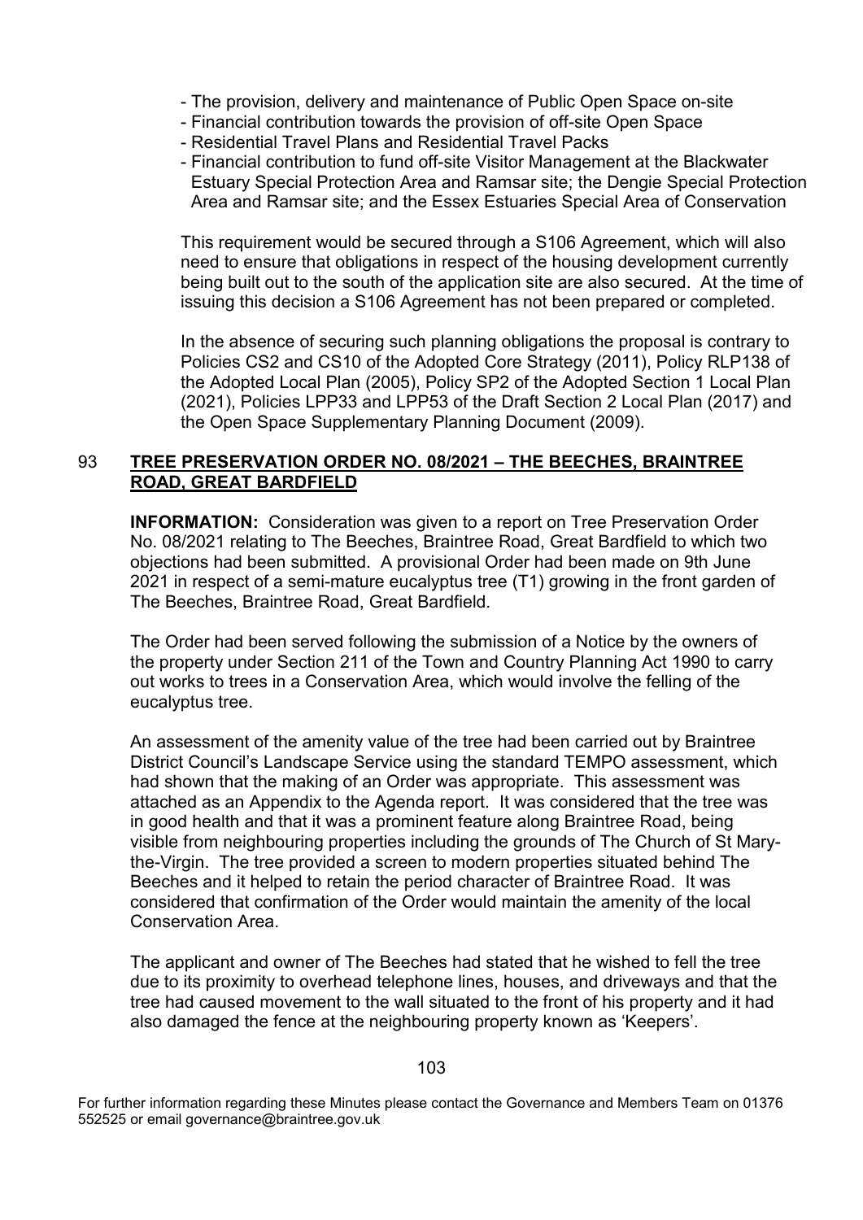- The provision, delivery and maintenance of Public Open Space on-site
- Financial contribution towards the provision of off-site Open Space
- Residential Travel Plans and Residential Travel Packs
- Financial contribution to fund off-site Visitor Management at the Blackwater Estuary Special Protection Area and Ramsar site; the Dengie Special Protection Area and Ramsar site; and the Essex Estuaries Special Area of Conservation

This requirement would be secured through a S106 Agreement, which will also need to ensure that obligations in respect of the housing development currently being built out to the south of the application site are also secured. At the time of issuing this decision a S106 Agreement has not been prepared or completed.

In the absence of securing such planning obligations the proposal is contrary to Policies CS2 and CS10 of the Adopted Core Strategy (2011), Policy RLP138 of the Adopted Local Plan (2005), Policy SP2 of the Adopted Section 1 Local Plan (2021), Policies LPP33 and LPP53 of the Draft Section 2 Local Plan (2017) and the Open Space Supplementary Planning Document (2009).

## 93 **TREE PRESERVATION ORDER NO. 08/2021 – THE BEECHES, BRAINTREE ROAD, GREAT BARDFIELD**

**INFORMATION:** Consideration was given to a report on Tree Preservation Order No. 08/2021 relating to The Beeches, Braintree Road, Great Bardfield to which two objections had been submitted. A provisional Order had been made on 9th June 2021 in respect of a semi-mature eucalyptus tree (T1) growing in the front garden of The Beeches, Braintree Road, Great Bardfield.

The Order had been served following the submission of a Notice by the owners of the property under Section 211 of the Town and Country Planning Act 1990 to carry out works to trees in a Conservation Area, which would involve the felling of the eucalyptus tree.

An assessment of the amenity value of the tree had been carried out by Braintree District Council's Landscape Service using the standard TEMPO assessment, which had shown that the making of an Order was appropriate. This assessment was attached as an Appendix to the Agenda report. It was considered that the tree was in good health and that it was a prominent feature along Braintree Road, being visible from neighbouring properties including the grounds of The Church of St Mary-the-Virgin. The tree provided a screen to modern properties situated behind The Beeches and it helped to retain the period character of Braintree Road. It was considered that confirmation of the Order would maintain the amenity of the local Conservation Area.

The applicant and owner of The Beeches had stated that he wished to fell the tree due to its proximity to overhead telephone lines, houses, and driveways and that the tree had caused movement to the wall situated to the front of his property and it had also damaged the fence at the neighbouring property known as 'Keepers'.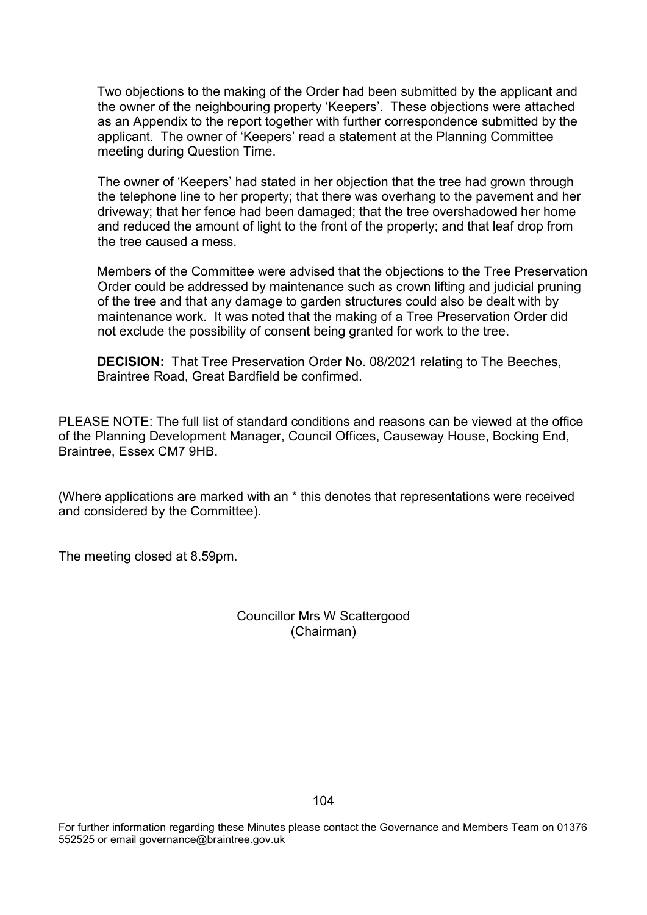Two objections to the making of the Order had been submitted by the applicant and the owner of the neighbouring property 'Keepers'. These objections were attached as an Appendix to the report together with further correspondence submitted by the applicant. The owner of 'Keepers' read a statement at the Planning Committee meeting during Question Time.

The owner of 'Keepers' had stated in her objection that the tree had grown through the telephone line to her property; that there was overhang to the pavement and her driveway; that her fence had been damaged; that the tree overshadowed her home and reduced the amount of light to the front of the property; and that leaf drop from the tree caused a mess.

Members of the Committee were advised that the objections to the Tree Preservation Order could be addressed by maintenance such as crown lifting and judicial pruning of the tree and that any damage to garden structures could also be dealt with by maintenance work. It was noted that the making of a Tree Preservation Order did not exclude the possibility of consent being granted for work to the tree.

**DECISION:** That Tree Preservation Order No. 08/2021 relating to The Beeches, Braintree Road, Great Bardfield be confirmed.

PLEASE NOTE: The full list of standard conditions and reasons can be viewed at the office of the Planning Development Manager, Council Offices, Causeway House, Bocking End, Braintree, Essex CM7 9HB.

(Where applications are marked with an * this denotes that representations were received and considered by the Committee).

The meeting closed at 8.59pm.

Councillor Mrs W Scattergood
(Chairman)

For further information regarding these Minutes please contact the Governance and Members Team on 01376 552525 or email governance@braintree.gov.uk